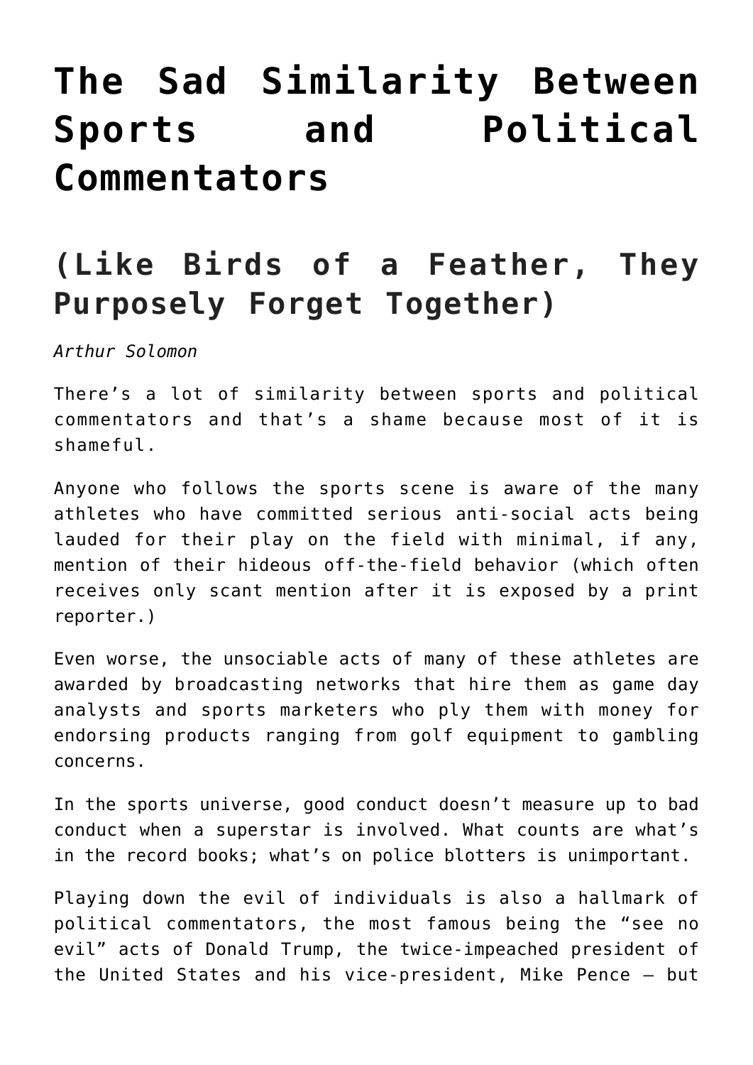# The Sad Similarity Between Sports and Political Commentators

## (Like Birds of a Feather, They Purposely Forget Together)

*Arthur Solomon*

There's a lot of similarity between sports and political commentators and that's a shame because most of it is shameful.

Anyone who follows the sports scene is aware of the many athletes who have committed serious anti-social acts being lauded for their play on the field with minimal, if any, mention of their hideous off-the-field behavior (which often receives only scant mention after it is exposed by a print reporter.)

Even worse, the unsociable acts of many of these athletes are awarded by broadcasting networks that hire them as game day analysts and sports marketers who ply them with money for endorsing products ranging from golf equipment to gambling concerns.

In the sports universe, good conduct doesn't measure up to bad conduct when a superstar is involved. What counts are what's in the record books; what's on police blotters is unimportant.

Playing down the evil of individuals is also a hallmark of political commentators, the most famous being the "see no evil" acts of Donald Trump, the twice-impeached president of the United States and his vice-president, Mike Pence — but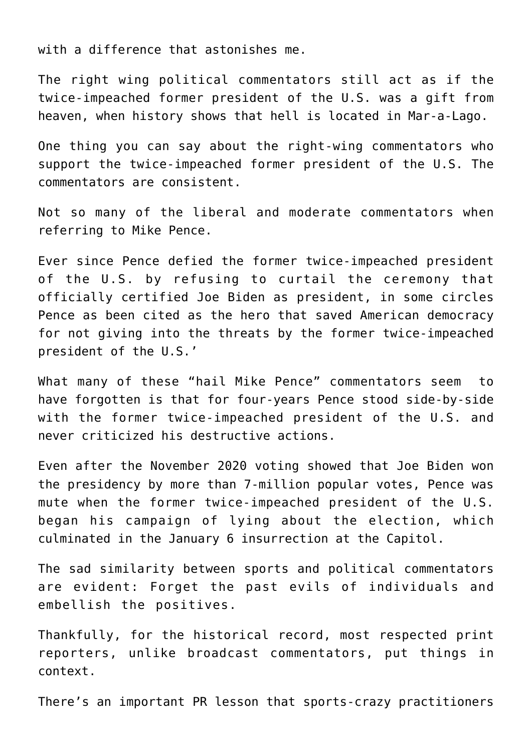with a difference that astonishes me.

The right wing political commentators still act as if the twice-impeached former president of the U.S. was a gift from heaven, when history shows that hell is located in Mar-a-Lago.

One thing you can say about the right-wing commentators who support the twice-impeached former president of the U.S. The commentators are consistent.

Not so many of the liberal and moderate commentators when referring to Mike Pence.

Ever since Pence defied the former twice-impeached president of the U.S. by refusing to curtail the ceremony that officially certified Joe Biden as president, in some circles Pence as been cited as the hero that saved American democracy for not giving into the threats by the former twice-impeached president of the U.S.'

What many of these "hail Mike Pence" commentators seem to have forgotten is that for four-years Pence stood side-by-side with the former twice-impeached president of the U.S. and never criticized his destructive actions.

Even after the November 2020 voting showed that Joe Biden won the presidency by more than 7-million popular votes, Pence was mute when the former twice-impeached president of the U.S. began his campaign of lying about the election, which culminated in the January 6 insurrection at the Capitol.

The sad similarity between sports and political commentators are evident: Forget the past evils of individuals and embellish the positives.

Thankfully, for the historical record, most respected print reporters, unlike broadcast commentators, put things in context.

There's an important PR lesson that sports-crazy practitioners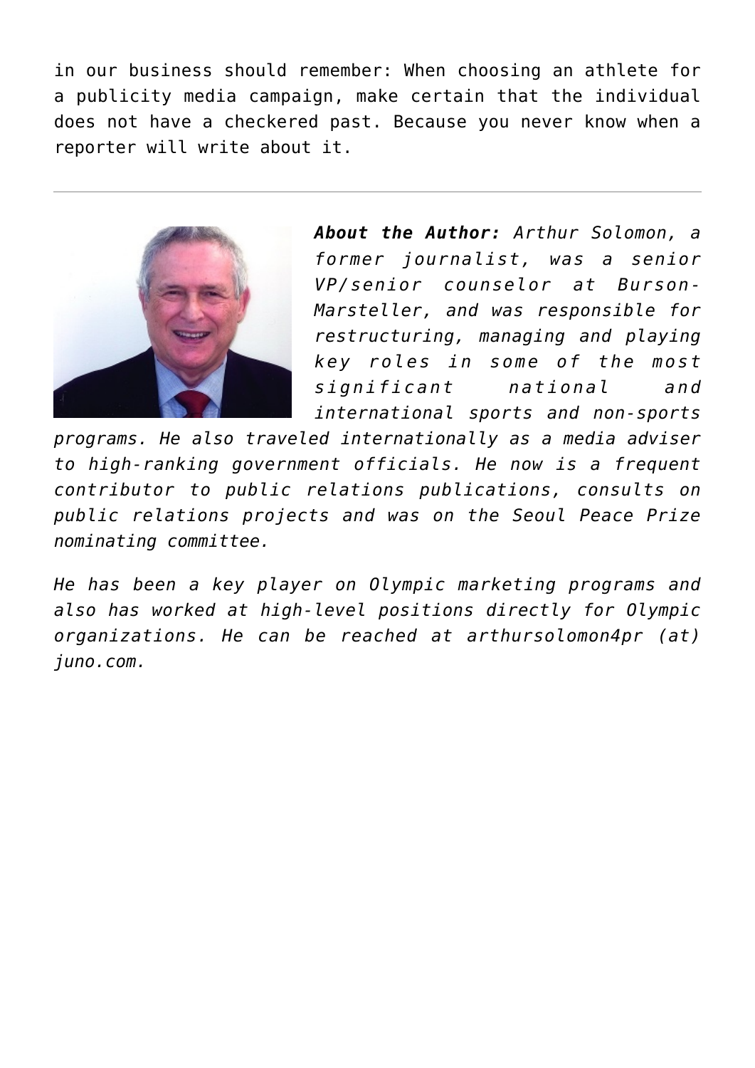in our business should remember: When choosing an athlete for a publicity media campaign, make certain that the individual does not have a checkered past. Because you never know when a reporter will write about it.

---

***About the Author:*** *Arthur Solomon, a former journalist, was a senior VP/senior counselor at Burson-Marsteller, and was responsible for restructuring, managing and playing key roles in some of the most significant national and international sports and non-sports programs. He also traveled internationally as a media adviser to high-ranking government officials. He now is a frequent contributor to public relations publications, consults on public relations projects and was on the Seoul Peace Prize nominating committee.*

*He has been a key player on Olympic marketing programs and also has worked at high-level positions directly for Olympic organizations. He can be reached at arthursolomon4pr (at) juno.com.*